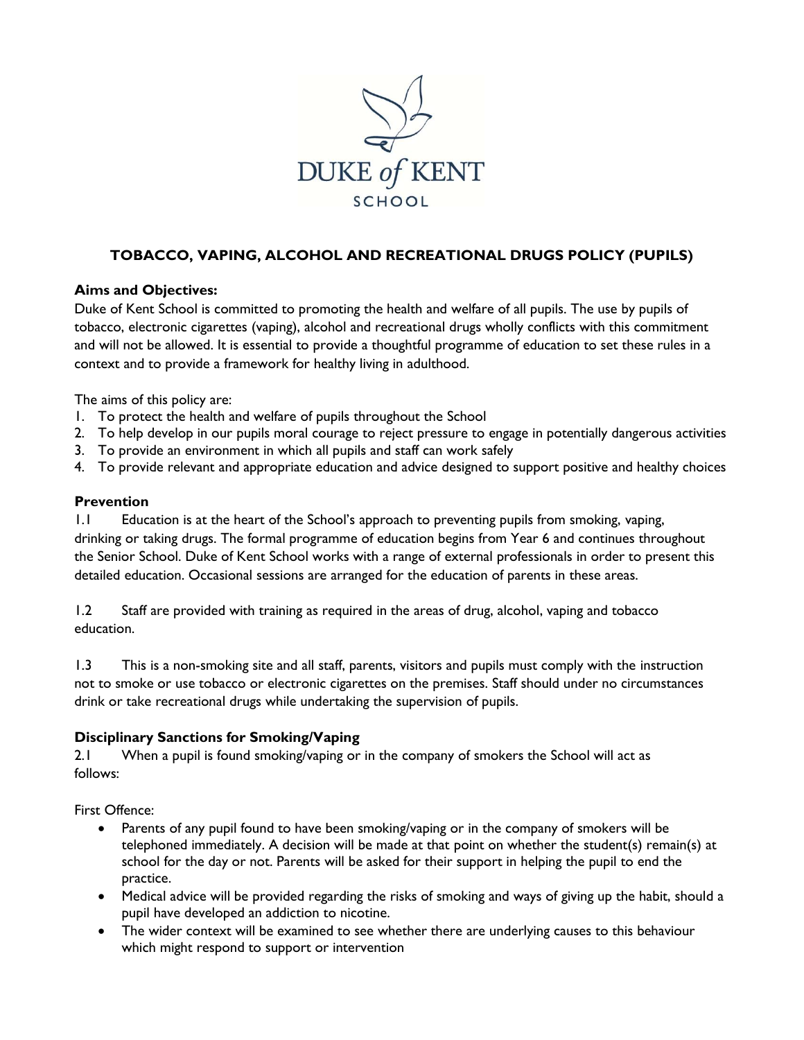DUKE of KENT SCHOOL

# TOBACCO, VAPING, ALCOHOL AND RECREATIONAL DRUGS POLICY (PUPILS)

## Aims and Objectives:

Duke of Kent School is committed to promoting the health and welfare of all pupils. The use by pupils of tobacco, electronic cigarettes (vaping), alcohol and recreational drugs wholly conflicts with this commitment and will not be allowed. It is essential to provide a thoughtful programme of education to set these rules in a context and to provide a framework for healthy living in adulthood.

The aims of this policy are:

1. To protect the health and welfare of pupils throughout the School
2. To help develop in our pupils moral courage to reject pressure to engage in potentially dangerous activities
3. To provide an environment in which all pupils and staff can work safely
4. To provide relevant and appropriate education and advice designed to support positive and healthy choices

## Prevention

1.1 Education is at the heart of the School's approach to preventing pupils from smoking, vaping, drinking or taking drugs. The formal programme of education begins from Year 6 and continues throughout the Senior School. Duke of Kent School works with a range of external professionals in order to present this detailed education. Occasional sessions are arranged for the education of parents in these areas.

1.2 Staff are provided with training as required in the areas of drug, alcohol, vaping and tobacco education.

1.3 This is a non-smoking site and all staff, parents, visitors and pupils must comply with the instruction not to smoke or use tobacco or electronic cigarettes on the premises. Staff should under no circumstances drink or take recreational drugs while undertaking the supervision of pupils.

## Disciplinary Sanctions for Smoking/Vaping

2.1 When a pupil is found smoking/vaping or in the company of smokers the School will act as follows:

First Offence:

- Parents of any pupil found to have been smoking/vaping or in the company of smokers will be telephoned immediately. A decision will be made at that point on whether the student(s) remain(s) at school for the day or not. Parents will be asked for their support in helping the pupil to end the practice.
- Medical advice will be provided regarding the risks of smoking and ways of giving up the habit, should a pupil have developed an addiction to nicotine.
- The wider context will be examined to see whether there are underlying causes to this behaviour which might respond to support or intervention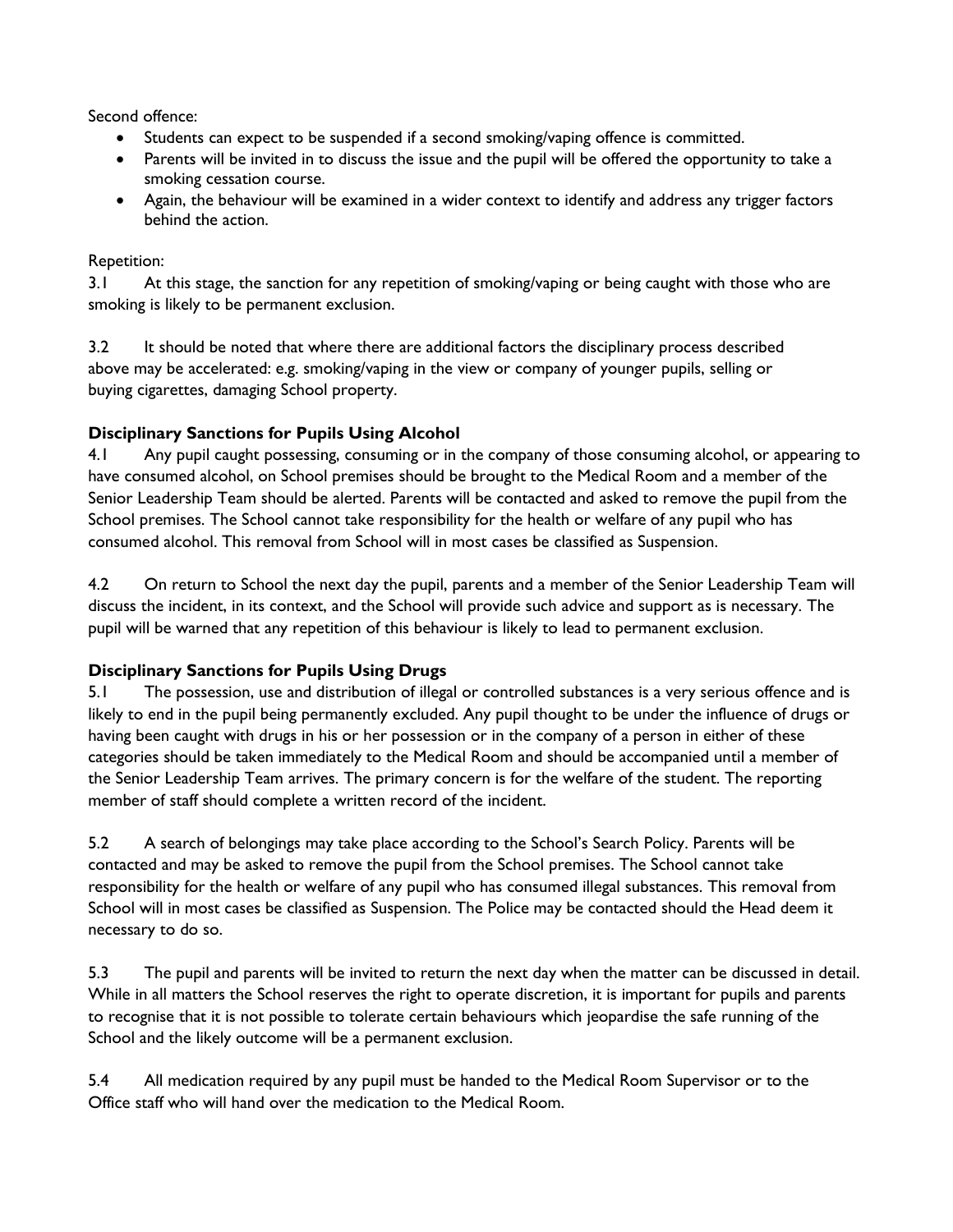Second offence:

- Students can expect to be suspended if a second smoking/vaping offence is committed.
- Parents will be invited in to discuss the issue and the pupil will be offered the opportunity to take a smoking cessation course.
- Again, the behaviour will be examined in a wider context to identify and address any trigger factors behind the action.

Repetition:

3.1 At this stage, the sanction for any repetition of smoking/vaping or being caught with those who are smoking is likely to be permanent exclusion.

3.2 It should be noted that where there are additional factors the disciplinary process described above may be accelerated: e.g. smoking/vaping in the view or company of younger pupils, selling or buying cigarettes, damaging School property.

**Disciplinary Sanctions for Pupils Using Alcohol**

4.1 Any pupil caught possessing, consuming or in the company of those consuming alcohol, or appearing to have consumed alcohol, on School premises should be brought to the Medical Room and a member of the Senior Leadership Team should be alerted. Parents will be contacted and asked to remove the pupil from the School premises. The School cannot take responsibility for the health or welfare of any pupil who has consumed alcohol. This removal from School will in most cases be classified as Suspension.

4.2 On return to School the next day the pupil, parents and a member of the Senior Leadership Team will discuss the incident, in its context, and the School will provide such advice and support as is necessary. The pupil will be warned that any repetition of this behaviour is likely to lead to permanent exclusion.

**Disciplinary Sanctions for Pupils Using Drugs**

5.1 The possession, use and distribution of illegal or controlled substances is a very serious offence and is likely to end in the pupil being permanently excluded. Any pupil thought to be under the influence of drugs or having been caught with drugs in his or her possession or in the company of a person in either of these categories should be taken immediately to the Medical Room and should be accompanied until a member of the Senior Leadership Team arrives. The primary concern is for the welfare of the student. The reporting member of staff should complete a written record of the incident.

5.2 A search of belongings may take place according to the School's Search Policy. Parents will be contacted and may be asked to remove the pupil from the School premises. The School cannot take responsibility for the health or welfare of any pupil who has consumed illegal substances. This removal from School will in most cases be classified as Suspension. The Police may be contacted should the Head deem it necessary to do so.

5.3 The pupil and parents will be invited to return the next day when the matter can be discussed in detail. While in all matters the School reserves the right to operate discretion, it is important for pupils and parents to recognise that it is not possible to tolerate certain behaviours which jeopardise the safe running of the School and the likely outcome will be a permanent exclusion.

5.4 All medication required by any pupil must be handed to the Medical Room Supervisor or to the Office staff who will hand over the medication to the Medical Room.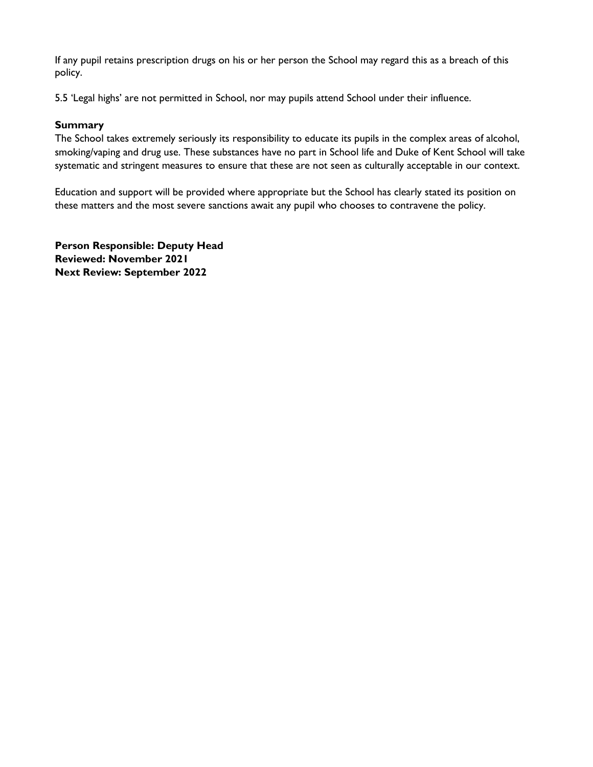If any pupil retains prescription drugs on his or her person the School may regard this as a breach of this policy.

5.5 'Legal highs' are not permitted in School, nor may pupils attend School under their influence.

### Summary

The School takes extremely seriously its responsibility to educate its pupils in the complex areas of alcohol, smoking/vaping and drug use. These substances have no part in School life and Duke of Kent School will take systematic and stringent measures to ensure that these are not seen as culturally acceptable in our context.

Education and support will be provided where appropriate but the School has clearly stated its position on these matters and the most severe sanctions await any pupil who chooses to contravene the policy.

**Person Responsible: Deputy Head**
**Reviewed: November 2021**
**Next Review: September 2022**